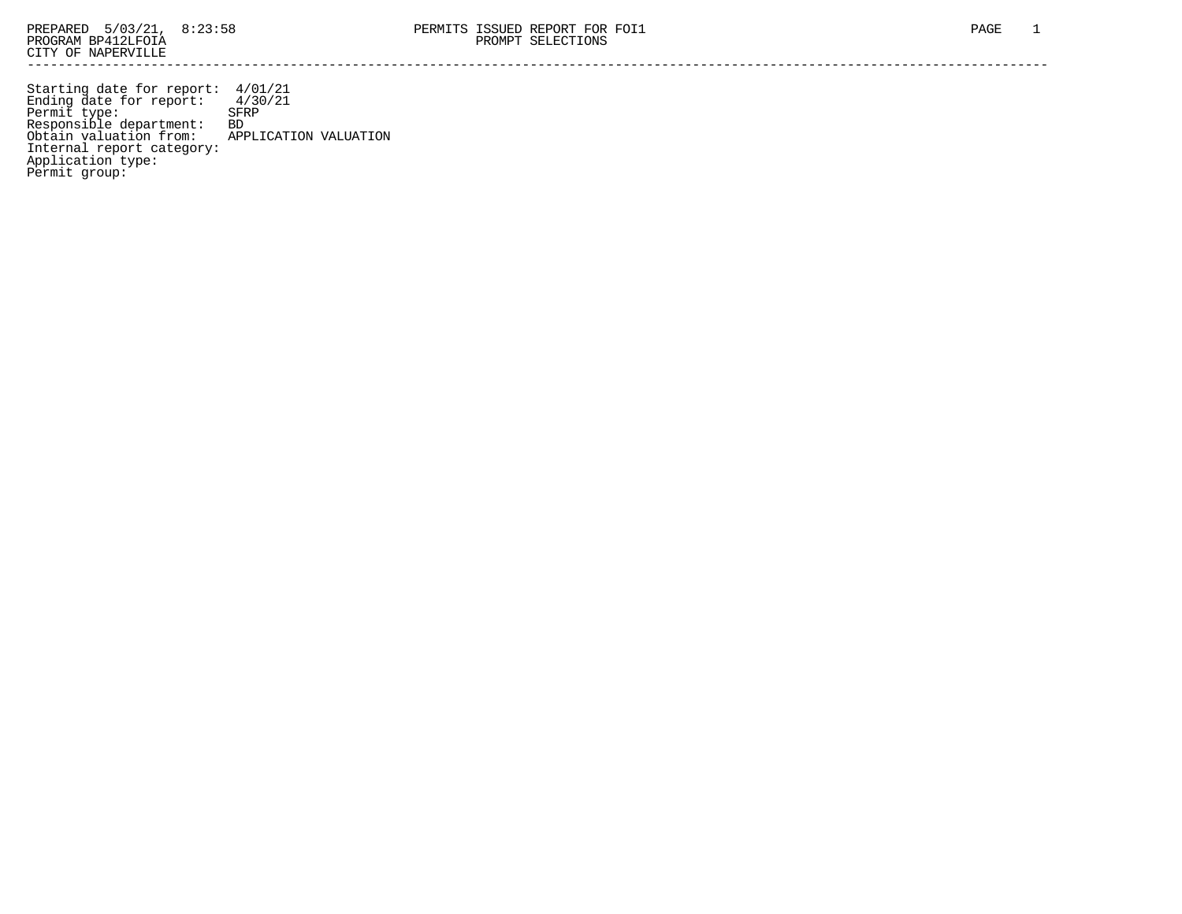PREPARED 5/03/21, 8:23:58
PROGRAM BP412LFOIA
CITY OF NAPERVILLE

# PERMITS ISSUED REPORT FOR FOI1
## PROMPT SELECTIONS

Starting date for report: 4/01/21
Ending date for report: 4/30/21
Permit type: SFRP
Responsible department: BD
Obtain valuation from: APPLICATION VALUATION
Internal report category:
Application type:
Permit group: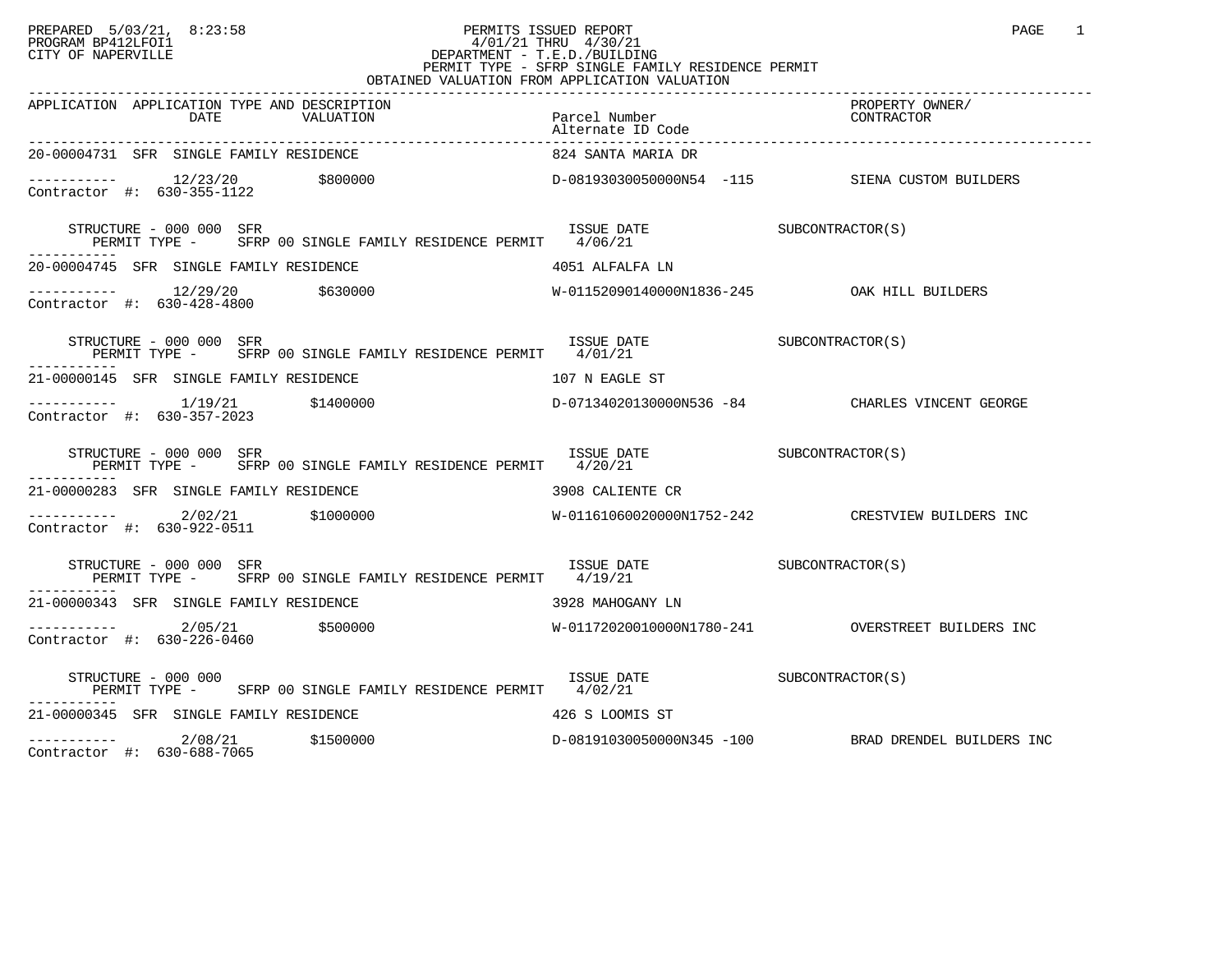PREPARED 5/03/21, 8:23:58
PROGRAM BP412LFOI1
CITY OF NAPERVILLE

PERMITS ISSUED REPORT
4/01/21 THRU 4/30/21
DEPARTMENT - T.E.D./BUILDING
PERMIT TYPE - SFRP SINGLE FAMILY RESIDENCE PERMIT
OBTAINED VALUATION FROM APPLICATION VALUATION

| APPLICATION | APPLICATION TYPE AND DESCRIPTION DATE | VALUATION | Parcel Number / Alternate ID Code | PROPERTY OWNER/ CONTRACTOR |
|---|---|---|---|---|
| 20-00004731 | SFR SINGLE FAMILY RESIDENCE | | 824 SANTA MARIA DR | |
| ----------- | 12/23/20 | $800000 | D-08193030050000N54 -115 | SIENA CUSTOM BUILDERS |
| Contractor #: 630-355-1122 | | | | |
| STRUCTURE - 000 000 SFR | PERMIT TYPE - SFRP 00 SINGLE FAMILY RESIDENCE PERMIT | | ISSUE DATE 4/06/21 | SUBCONTRACTOR(S) |
| 20-00004745 | SFR SINGLE FAMILY RESIDENCE | | 4051 ALFALFA LN | |
| ----------- | 12/29/20 | $630000 | W-01152090140000N1836-245 | OAK HILL BUILDERS |
| Contractor #: 630-428-4800 | | | | |
| STRUCTURE - 000 000 SFR | PERMIT TYPE - SFRP 00 SINGLE FAMILY RESIDENCE PERMIT | | ISSUE DATE 4/01/21 | SUBCONTRACTOR(S) |
| 21-00000145 | SFR SINGLE FAMILY RESIDENCE | | 107 N EAGLE ST | |
| ----------- | 1/19/21 | $1400000 | D-07134020130000N536 -84 | CHARLES VINCENT GEORGE |
| Contractor #: 630-357-2023 | | | | |
| STRUCTURE - 000 000 SFR | PERMIT TYPE - SFRP 00 SINGLE FAMILY RESIDENCE PERMIT | | ISSUE DATE 4/20/21 | SUBCONTRACTOR(S) |
| 21-00000283 | SFR SINGLE FAMILY RESIDENCE | | 3908 CALIENTE CR | |
| ----------- | 2/02/21 | $1000000 | W-01161060020000N1752-242 | CRESTVIEW BUILDERS INC |
| Contractor #: 630-922-0511 | | | | |
| STRUCTURE - 000 000 SFR | PERMIT TYPE - SFRP 00 SINGLE FAMILY RESIDENCE PERMIT | | ISSUE DATE 4/19/21 | SUBCONTRACTOR(S) |
| 21-00000343 | SFR SINGLE FAMILY RESIDENCE | | 3928 MAHOGANY LN | |
| ----------- | 2/05/21 | $500000 | W-01172020010000N1780-241 | OVERSTREET BUILDERS INC |
| Contractor #: 630-226-0460 | | | | |
| STRUCTURE - 000 000 | PERMIT TYPE - SFRP 00 SINGLE FAMILY RESIDENCE PERMIT | | ISSUE DATE 4/02/21 | SUBCONTRACTOR(S) |
| 21-00000345 | SFR SINGLE FAMILY RESIDENCE | | 426 S LOOMIS ST | |
| ----------- | 2/08/21 | $1500000 | D-08191030050000N345 -100 | BRAD DRENDEL BUILDERS INC |
| Contractor #: 630-688-7065 | | | | |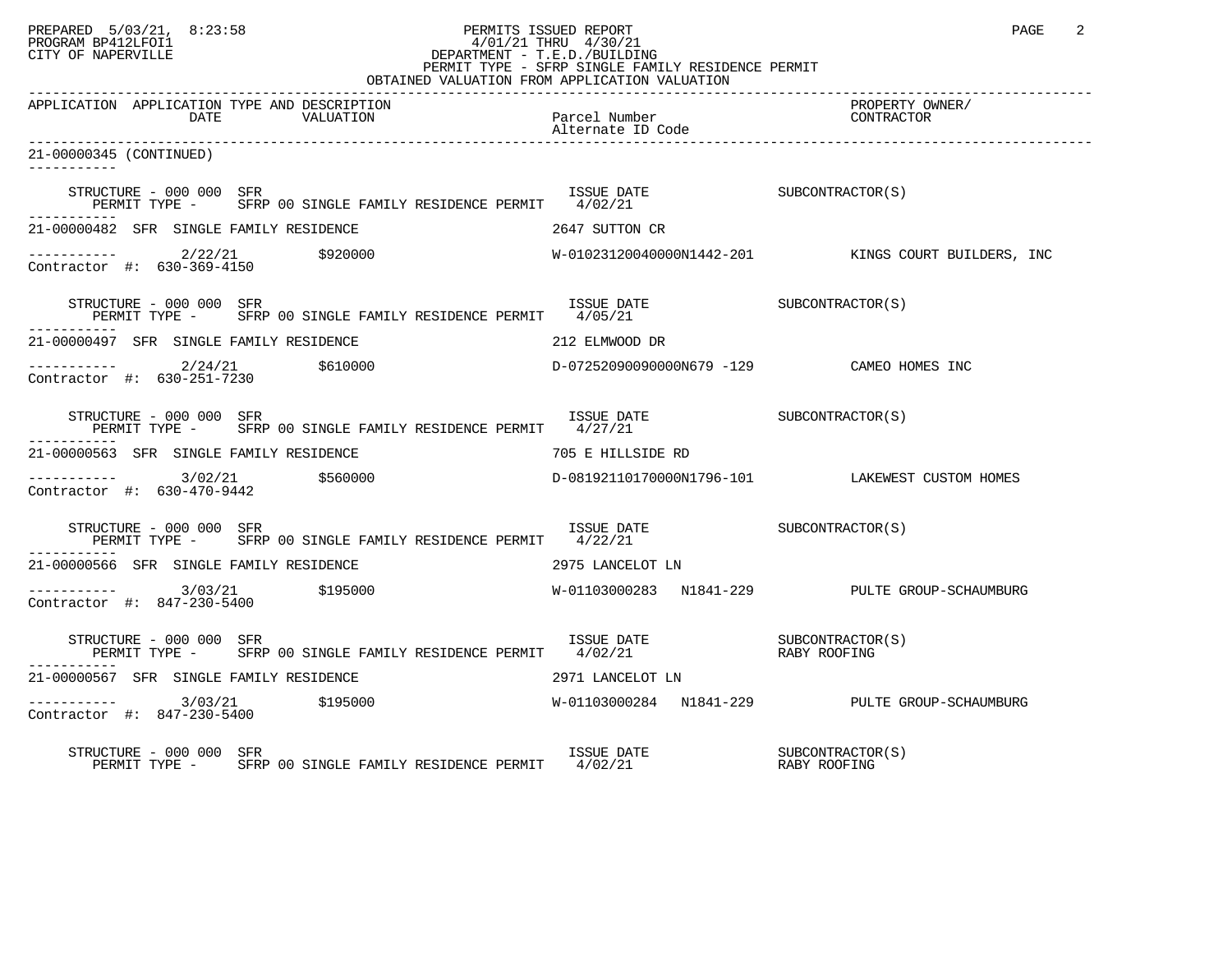PREPARED 5/03/21, 8:23:58
PROGRAM BP412LFOI1
CITY OF NAPERVILLE

PERMITS ISSUED REPORT
4/01/21 THRU 4/30/21
DEPARTMENT - T.E.D./BUILDING
PERMIT TYPE - SFRP SINGLE FAMILY RESIDENCE PERMIT
OBTAINED VALUATION FROM APPLICATION VALUATION

| APPLICATION | APPLICATION TYPE AND DESCRIPTION DATE | VALUATION | Parcel Number / Alternate ID Code | PROPERTY OWNER/ CONTRACTOR |
| --- | --- | --- | --- | --- |

**21-00000345 (CONTINUED)**

STRUCTURE - 000 000 SFR — ISSUE DATE — SUBCONTRACTOR(S)
PERMIT TYPE - SFRP 00 SINGLE FAMILY RESIDENCE PERMIT 4/02/21

---

**21-00000482 SFR SINGLE FAMILY RESIDENCE** — 2647 SUTTON CR

2/22/21 — $920000 — W-01023120040000N1442-201 — KINGS COURT BUILDERS, INC
Contractor #: 630-369-4150

STRUCTURE - 000 000 SFR — ISSUE DATE — SUBCONTRACTOR(S)
PERMIT TYPE - SFRP 00 SINGLE FAMILY RESIDENCE PERMIT 4/05/21

---

**21-00000497 SFR SINGLE FAMILY RESIDENCE** — 212 ELMWOOD DR

2/24/21 — $610000 — D-07252090090000N679 -129 — CAMEO HOMES INC
Contractor #: 630-251-7230

STRUCTURE - 000 000 SFR — ISSUE DATE — SUBCONTRACTOR(S)
PERMIT TYPE - SFRP 00 SINGLE FAMILY RESIDENCE PERMIT 4/27/21

---

**21-00000563 SFR SINGLE FAMILY RESIDENCE** — 705 E HILLSIDE RD

3/02/21 — $560000 — D-08192110170000N1796-101 — LAKEWEST CUSTOM HOMES
Contractor #: 630-470-9442

STRUCTURE - 000 000 SFR — ISSUE DATE — SUBCONTRACTOR(S)
PERMIT TYPE - SFRP 00 SINGLE FAMILY RESIDENCE PERMIT 4/22/21

---

**21-00000566 SFR SINGLE FAMILY RESIDENCE** — 2975 LANCELOT LN

3/03/21 — $195000 — W-01103000283 N1841-229 — PULTE GROUP-SCHAUMBURG
Contractor #: 847-230-5400

STRUCTURE - 000 000 SFR — ISSUE DATE — SUBCONTRACTOR(S)
PERMIT TYPE - SFRP 00 SINGLE FAMILY RESIDENCE PERMIT 4/02/21 — RABY ROOFING

---

**21-00000567 SFR SINGLE FAMILY RESIDENCE** — 2971 LANCELOT LN

3/03/21 — $195000 — W-01103000284 N1841-229 — PULTE GROUP-SCHAUMBURG
Contractor #: 847-230-5400

STRUCTURE - 000 000 SFR — ISSUE DATE — SUBCONTRACTOR(S)
PERMIT TYPE - SFRP 00 SINGLE FAMILY RESIDENCE PERMIT 4/02/21 — RABY ROOFING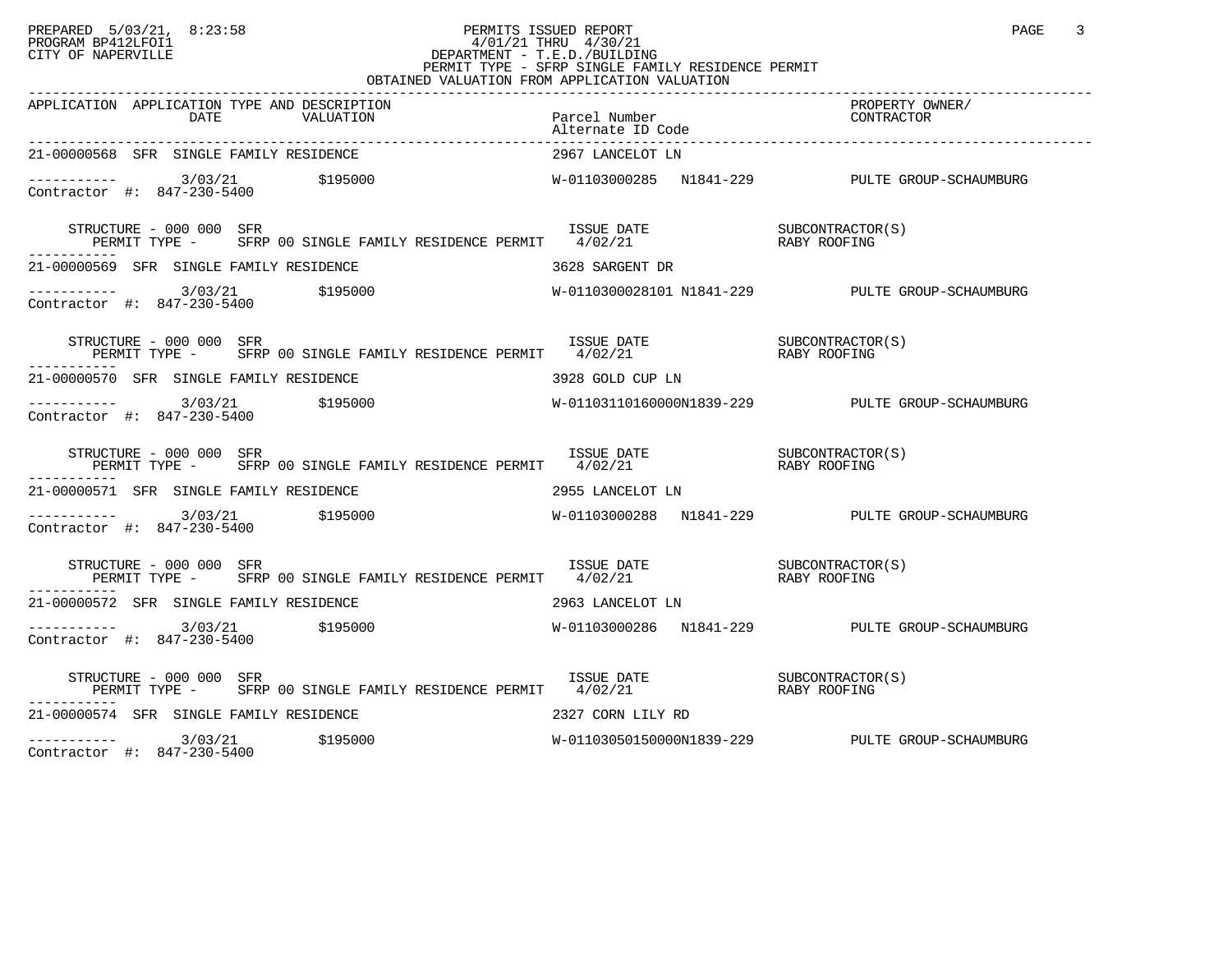PERMITS ISSUED REPORT
4/01/21 THRU 4/30/21
DEPARTMENT - T.E.D./BUILDING
PERMIT TYPE - SFRP SINGLE FAMILY RESIDENCE PERMIT
OBTAINED VALUATION FROM APPLICATION VALUATION

| APPLICATION | APPLICATION TYPE AND DESCRIPTION DATE | VALUATION | Parcel Number / Alternate ID Code | PROPERTY OWNER/ CONTRACTOR |
|---|---|---|---|---|
| 21-00000568 | SFR SINGLE FAMILY RESIDENCE | | 2967 LANCELOT LN | |
| ----------- | 3/03/21 | $195000 | W-01103000285 N1841-229 | PULTE GROUP-SCHAUMBURG |
| Contractor #: 847-230-5400 | | | | |
| STRUCTURE - 000 000 SFR | | | ISSUE DATE | SUBCONTRACTOR(S) |
| PERMIT TYPE - | SFRP 00 SINGLE FAMILY RESIDENCE PERMIT | | 4/02/21 | RABY ROOFING |
| 21-00000569 | SFR SINGLE FAMILY RESIDENCE | | 3628 SARGENT DR | |
| ----------- | 3/03/21 | $195000 | W-0110300028101 N1841-229 | PULTE GROUP-SCHAUMBURG |
| Contractor #: 847-230-5400 | | | | |
| STRUCTURE - 000 000 SFR | | | ISSUE DATE | SUBCONTRACTOR(S) |
| PERMIT TYPE - | SFRP 00 SINGLE FAMILY RESIDENCE PERMIT | | 4/02/21 | RABY ROOFING |
| 21-00000570 | SFR SINGLE FAMILY RESIDENCE | | 3928 GOLD CUP LN | |
| ----------- | 3/03/21 | $195000 | W-01103110160000N1839-229 | PULTE GROUP-SCHAUMBURG |
| Contractor #: 847-230-5400 | | | | |
| STRUCTURE - 000 000 SFR | | | ISSUE DATE | SUBCONTRACTOR(S) |
| PERMIT TYPE - | SFRP 00 SINGLE FAMILY RESIDENCE PERMIT | | 4/02/21 | RABY ROOFING |
| 21-00000571 | SFR SINGLE FAMILY RESIDENCE | | 2955 LANCELOT LN | |
| ----------- | 3/03/21 | $195000 | W-01103000288 N1841-229 | PULTE GROUP-SCHAUMBURG |
| Contractor #: 847-230-5400 | | | | |
| STRUCTURE - 000 000 SFR | | | ISSUE DATE | SUBCONTRACTOR(S) |
| PERMIT TYPE - | SFRP 00 SINGLE FAMILY RESIDENCE PERMIT | | 4/02/21 | RABY ROOFING |
| 21-00000572 | SFR SINGLE FAMILY RESIDENCE | | 2963 LANCELOT LN | |
| ----------- | 3/03/21 | $195000 | W-01103000286 N1841-229 | PULTE GROUP-SCHAUMBURG |
| Contractor #: 847-230-5400 | | | | |
| STRUCTURE - 000 000 SFR | | | ISSUE DATE | SUBCONTRACTOR(S) |
| PERMIT TYPE - | SFRP 00 SINGLE FAMILY RESIDENCE PERMIT | | 4/02/21 | RABY ROOFING |
| 21-00000574 | SFR SINGLE FAMILY RESIDENCE | | 2327 CORN LILY RD | |
| ----------- | 3/03/21 | $195000 | W-01103050150000N1839-229 | PULTE GROUP-SCHAUMBURG |
| Contractor #: 847-230-5400 | | | | |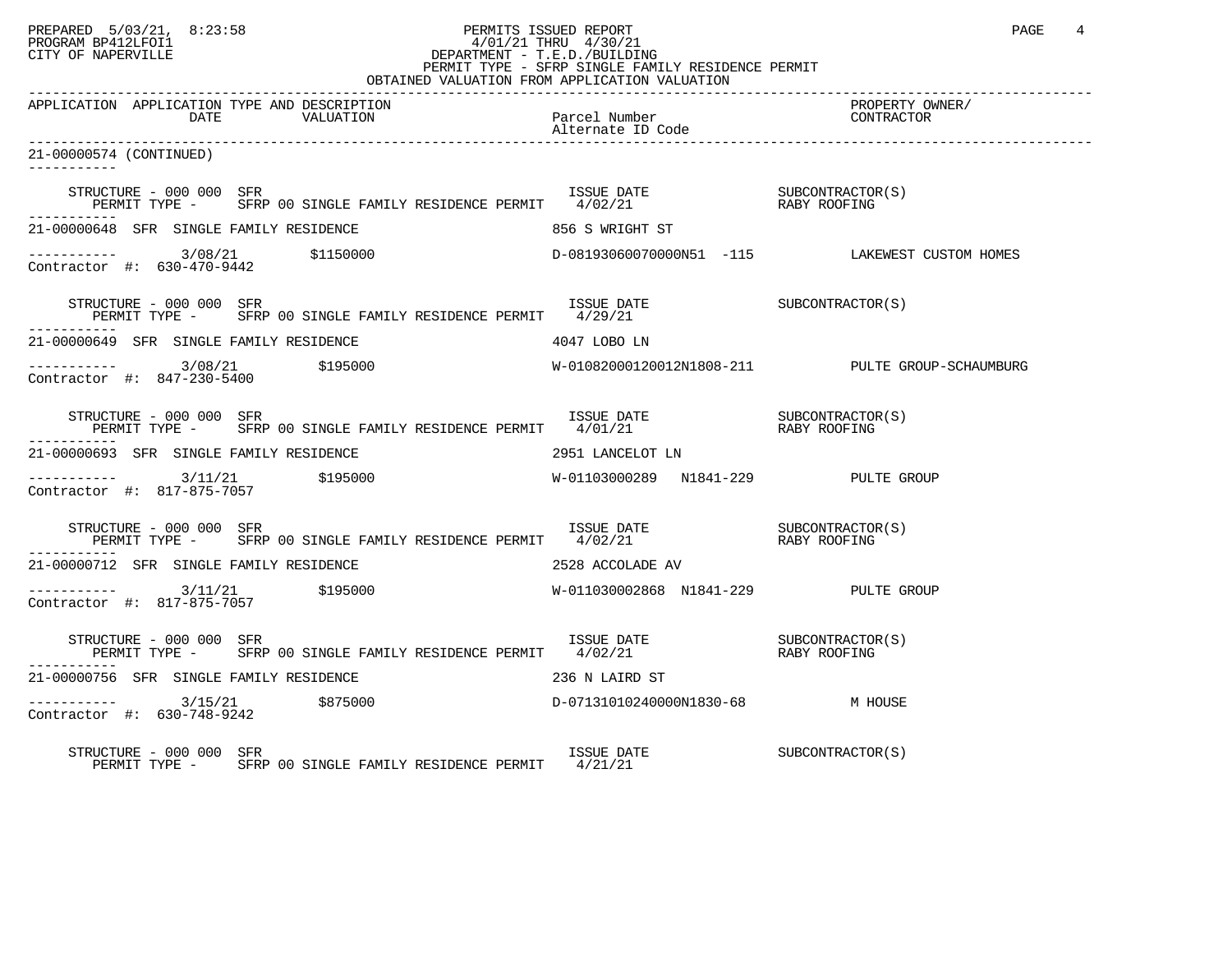PERMITS ISSUED REPORT
4/01/21 THRU 4/30/21
DEPARTMENT - T.E.D./BUILDING
PERMIT TYPE - SFRP SINGLE FAMILY RESIDENCE PERMIT
OBTAINED VALUATION FROM APPLICATION VALUATION

| APPLICATION | APPLICATION TYPE AND DESCRIPTION DATE | VALUATION | Parcel Number / Alternate ID Code | PROPERTY OWNER/ CONTRACTOR |
|---|---|---|---|---|

21-00000574 (CONTINUED)

STRUCTURE - 000 000 SFR — ISSUE DATE — SUBCONTRACTOR(S)
PERMIT TYPE - SFRP 00 SINGLE FAMILY RESIDENCE PERMIT 4/02/21 — RABY ROOFING

21-00000648 SFR SINGLE FAMILY RESIDENCE — 856 S WRIGHT ST
3/08/21 — $1150000 — D-08193060070000N51 -115 — LAKEWEST CUSTOM HOMES
Contractor #: 630-470-9442

STRUCTURE - 000 000 SFR — ISSUE DATE — SUBCONTRACTOR(S)
PERMIT TYPE - SFRP 00 SINGLE FAMILY RESIDENCE PERMIT 4/29/21

21-00000649 SFR SINGLE FAMILY RESIDENCE — 4047 LOBO LN
3/08/21 — $195000 — W-01082000120012N1808-211 — PULTE GROUP-SCHAUMBURG
Contractor #: 847-230-5400

STRUCTURE - 000 000 SFR — ISSUE DATE — SUBCONTRACTOR(S)
PERMIT TYPE - SFRP 00 SINGLE FAMILY RESIDENCE PERMIT 4/01/21 — RABY ROOFING

21-00000693 SFR SINGLE FAMILY RESIDENCE — 2951 LANCELOT LN
3/11/21 — $195000 — W-01103000289 N1841-229 — PULTE GROUP
Contractor #: 817-875-7057

STRUCTURE - 000 000 SFR — ISSUE DATE — SUBCONTRACTOR(S)
PERMIT TYPE - SFRP 00 SINGLE FAMILY RESIDENCE PERMIT 4/02/21 — RABY ROOFING

21-00000712 SFR SINGLE FAMILY RESIDENCE — 2528 ACCOLADE AV
3/11/21 — $195000 — W-011030002868 N1841-229 — PULTE GROUP
Contractor #: 817-875-7057

STRUCTURE - 000 000 SFR — ISSUE DATE — SUBCONTRACTOR(S)
PERMIT TYPE - SFRP 00 SINGLE FAMILY RESIDENCE PERMIT 4/02/21 — RABY ROOFING

21-00000756 SFR SINGLE FAMILY RESIDENCE — 236 N LAIRD ST
3/15/21 — $875000 — D-07131010240000N1830-68 — M HOUSE
Contractor #: 630-748-9242

STRUCTURE - 000 000 SFR — ISSUE DATE — SUBCONTRACTOR(S)
PERMIT TYPE - SFRP 00 SINGLE FAMILY RESIDENCE PERMIT 4/21/21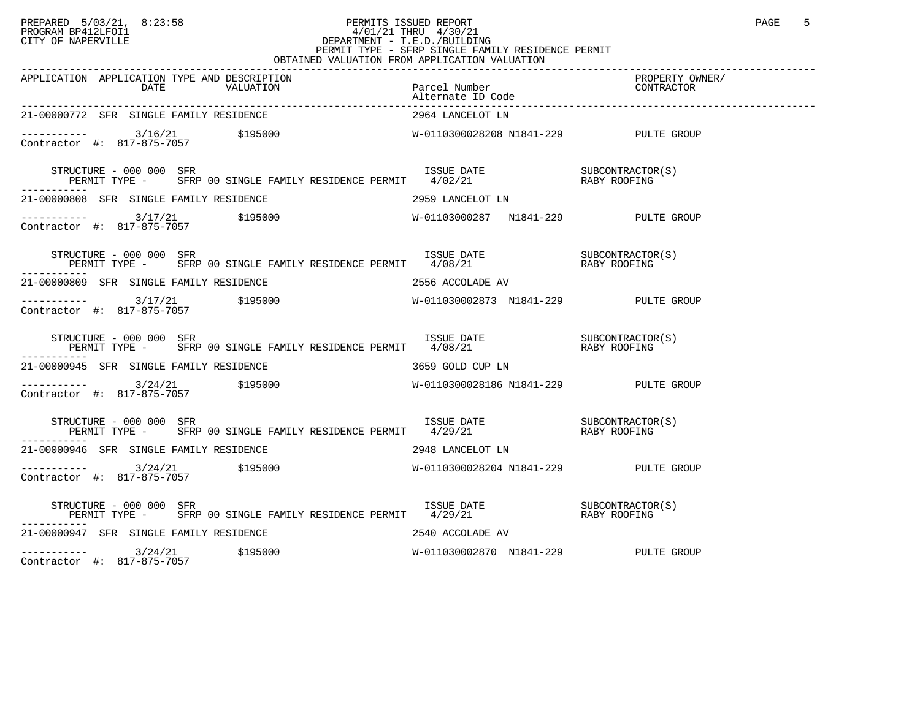PREPARED 5/03/21, 8:23:58
PROGRAM BP412LFOI1
CITY OF NAPERVILLE

PERMITS ISSUED REPORT
4/01/21 THRU 4/30/21
DEPARTMENT - T.E.D./BUILDING
PERMIT TYPE - SFRP SINGLE FAMILY RESIDENCE PERMIT
OBTAINED VALUATION FROM APPLICATION VALUATION

| APPLICATION | APPLICATION TYPE AND DESCRIPTION DATE | VALUATION | Parcel Number Alternate ID Code | PROPERTY OWNER/ CONTRACTOR |
|---|---|---|---|---|
| 21-00000772 | SFR SINGLE FAMILY RESIDENCE | | 2964 LANCELOT LN | |
| ----------- | 3/16/21 | $195000 | W-0110300028208 N1841-229 | PULTE GROUP |
| Contractor #: 817-875-7057 | | | | |
| STRUCTURE - 000 000 SFR | PERMIT TYPE - SFRP 00 SINGLE FAMILY RESIDENCE PERMIT | | ISSUE DATE 4/02/21 | SUBCONTRACTOR(S) RABY ROOFING |
| 21-00000808 | SFR SINGLE FAMILY RESIDENCE | | 2959 LANCELOT LN | |
| ----------- | 3/17/21 | $195000 | W-01103000287 N1841-229 | PULTE GROUP |
| Contractor #: 817-875-7057 | | | | |
| STRUCTURE - 000 000 SFR | PERMIT TYPE - SFRP 00 SINGLE FAMILY RESIDENCE PERMIT | | ISSUE DATE 4/08/21 | SUBCONTRACTOR(S) RABY ROOFING |
| 21-00000809 | SFR SINGLE FAMILY RESIDENCE | | 2556 ACCOLADE AV | |
| ----------- | 3/17/21 | $195000 | W-011030002873 N1841-229 | PULTE GROUP |
| Contractor #: 817-875-7057 | | | | |
| STRUCTURE - 000 000 SFR | PERMIT TYPE - SFRP 00 SINGLE FAMILY RESIDENCE PERMIT | | ISSUE DATE 4/08/21 | SUBCONTRACTOR(S) RABY ROOFING |
| 21-00000945 | SFR SINGLE FAMILY RESIDENCE | | 3659 GOLD CUP LN | |
| ----------- | 3/24/21 | $195000 | W-0110300028186 N1841-229 | PULTE GROUP |
| Contractor #: 817-875-7057 | | | | |
| STRUCTURE - 000 000 SFR | PERMIT TYPE - SFRP 00 SINGLE FAMILY RESIDENCE PERMIT | | ISSUE DATE 4/29/21 | SUBCONTRACTOR(S) RABY ROOFING |
| 21-00000946 | SFR SINGLE FAMILY RESIDENCE | | 2948 LANCELOT LN | |
| ----------- | 3/24/21 | $195000 | W-0110300028204 N1841-229 | PULTE GROUP |
| Contractor #: 817-875-7057 | | | | |
| STRUCTURE - 000 000 SFR | PERMIT TYPE - SFRP 00 SINGLE FAMILY RESIDENCE PERMIT | | ISSUE DATE 4/29/21 | SUBCONTRACTOR(S) RABY ROOFING |
| 21-00000947 | SFR SINGLE FAMILY RESIDENCE | | 2540 ACCOLADE AV | |
| ----------- | 3/24/21 | $195000 | W-011030002870 N1841-229 | PULTE GROUP |
| Contractor #: 817-875-7057 | | | | |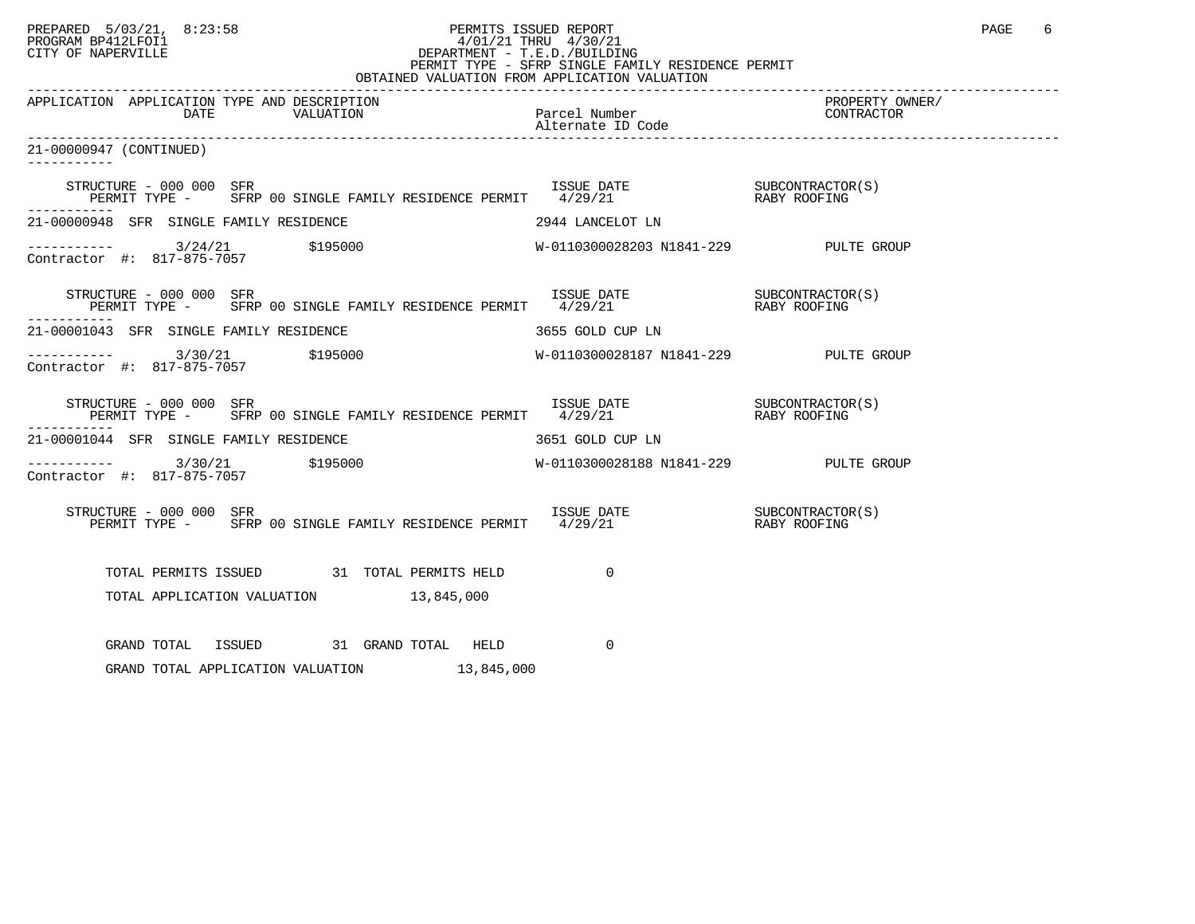PERMITS ISSUED REPORT
4/01/21 THRU 4/30/21
DEPARTMENT - T.E.D./BUILDING
PERMIT TYPE - SFRP SINGLE FAMILY RESIDENCE PERMIT
OBTAINED VALUATION FROM APPLICATION VALUATION

| APPLICATION | APPLICATION TYPE AND DESCRIPTION DATE | VALUATION | Parcel Number Alternate ID Code | PROPERTY OWNER/ CONTRACTOR |
|---|---|---|---|---|

21-00000947 (CONTINUED)

STRUCTURE - 000 000 SFR — ISSUE DATE — SUBCONTRACTOR(S)
PERMIT TYPE - SFRP 00 SINGLE FAMILY RESIDENCE PERMIT — 4/29/21 — RABY ROOFING

21-00000948 SFR SINGLE FAMILY RESIDENCE — 2944 LANCELOT LN
3/24/21 — $195000 — W-0110300028203 N1841-229 — PULTE GROUP
Contractor #: 817-875-7057

STRUCTURE - 000 000 SFR — ISSUE DATE — SUBCONTRACTOR(S)
PERMIT TYPE - SFRP 00 SINGLE FAMILY RESIDENCE PERMIT — 4/29/21 — RABY ROOFING

21-00001043 SFR SINGLE FAMILY RESIDENCE — 3655 GOLD CUP LN
3/30/21 — $195000 — W-0110300028187 N1841-229 — PULTE GROUP
Contractor #: 817-875-7057

STRUCTURE - 000 000 SFR — ISSUE DATE — SUBCONTRACTOR(S)
PERMIT TYPE - SFRP 00 SINGLE FAMILY RESIDENCE PERMIT — 4/29/21 — RABY ROOFING

21-00001044 SFR SINGLE FAMILY RESIDENCE — 3651 GOLD CUP LN
3/30/21 — $195000 — W-0110300028188 N1841-229 — PULTE GROUP
Contractor #: 817-875-7057

STRUCTURE - 000 000 SFR — ISSUE DATE — SUBCONTRACTOR(S)
PERMIT TYPE - SFRP 00 SINGLE FAMILY RESIDENCE PERMIT — 4/29/21 — RABY ROOFING

TOTAL PERMITS ISSUED 31 TOTAL PERMITS HELD 0

TOTAL APPLICATION VALUATION 13,845,000

GRAND TOTAL ISSUED 31 GRAND TOTAL HELD 0

GRAND TOTAL APPLICATION VALUATION 13,845,000